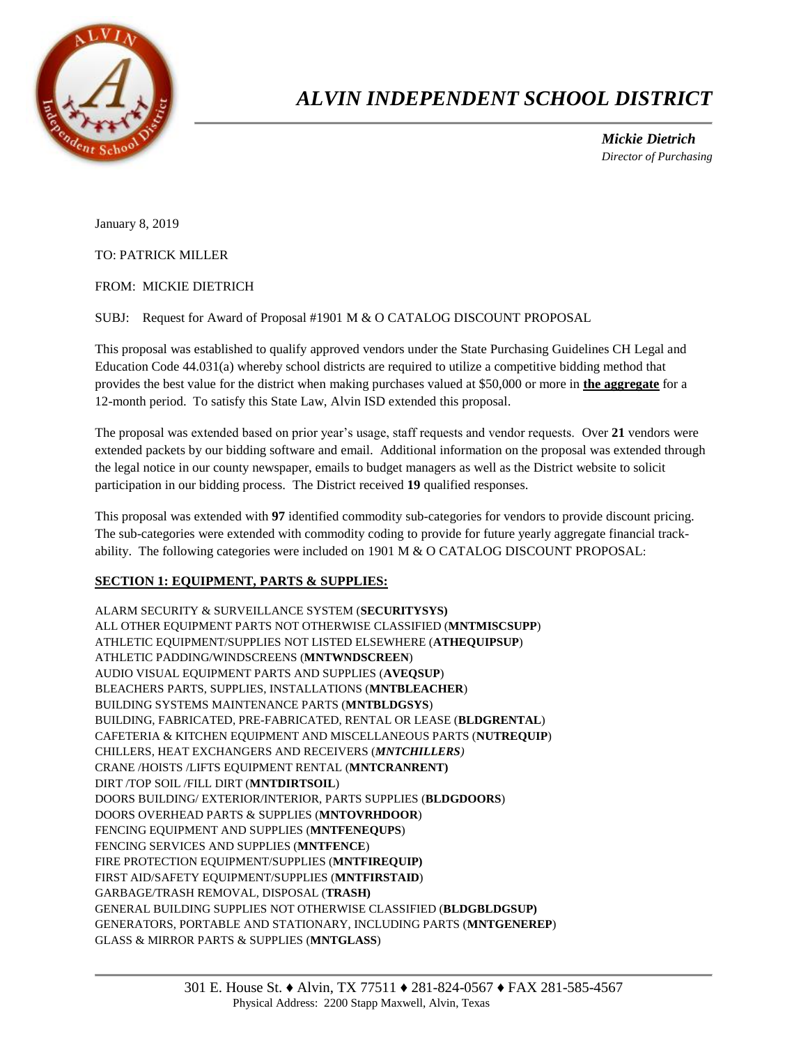# *ALVIN INDEPENDENT SCHOOL DISTRICT*

***Mickie Dietrich***
*Director of Purchasing*

January 8, 2019

TO: PATRICK MILLER

FROM: MICKIE DIETRICH

SUBJ: Request for Award of Proposal #1901 M & O CATALOG DISCOUNT PROPOSAL

This proposal was established to qualify approved vendors under the State Purchasing Guidelines CH Legal and Education Code 44.031(a) whereby school districts are required to utilize a competitive bidding method that provides the best value for the district when making purchases valued at $50,000 or more in **the aggregate** for a 12-month period. To satisfy this State Law, Alvin ISD extended this proposal.

The proposal was extended based on prior year's usage, staff requests and vendor requests. Over **21** vendors were extended packets by our bidding software and email. Additional information on the proposal was extended through the legal notice in our county newspaper, emails to budget managers as well as the District website to solicit participation in our bidding process. The District received **19** qualified responses.

This proposal was extended with **97** identified commodity sub-categories for vendors to provide discount pricing. The sub-categories were extended with commodity coding to provide for future yearly aggregate financial track-ability. The following categories were included on 1901 M & O CATALOG DISCOUNT PROPOSAL:

## SECTION 1: EQUIPMENT, PARTS & SUPPLIES:

ALARM SECURITY & SURVEILLANCE SYSTEM (**SECURITYSYS)**
ALL OTHER EQUIPMENT PARTS NOT OTHERWISE CLASSIFIED (**MNTMISCSUPP**)
ATHLETIC EQUIPMENT/SUPPLIES NOT LISTED ELSEWHERE (**ATHEQUIPSUP**)
ATHLETIC PADDING/WINDSCREENS (**MNTWNDSCREEN**)
AUDIO VISUAL EQUIPMENT PARTS AND SUPPLIES (**AVEQSUP**)
BLEACHERS PARTS, SUPPLIES, INSTALLATIONS (**MNTBLEACHER**)
BUILDING SYSTEMS MAINTENANCE PARTS (**MNTBLDGSYS**)
BUILDING, FABRICATED, PRE-FABRICATED, RENTAL OR LEASE (**BLDGRENTAL**)
CAFETERIA & KITCHEN EQUIPMENT AND MISCELLANEOUS PARTS (**NUTREQUIP**)
CHILLERS, HEAT EXCHANGERS AND RECEIVERS (***MNTCHILLERS)***
CRANE /HOISTS /LIFTS EQUIPMENT RENTAL (**MNTCRANRENT)**
DIRT /TOP SOIL /FILL DIRT (**MNTDIRTSOIL**)
DOORS BUILDING/ EXTERIOR/INTERIOR, PARTS SUPPLIES (**BLDGDOORS**)
DOORS OVERHEAD PARTS & SUPPLIES (**MNTOVRHDOOR**)
FENCING EQUIPMENT AND SUPPLIES (**MNTFENEQUPS**)
FENCING SERVICES AND SUPPLIES (**MNTFENCE**)
FIRE PROTECTION EQUIPMENT/SUPPLIES (**MNTFIREQUIP)**
FIRST AID/SAFETY EQUIPMENT/SUPPLIES (**MNTFIRSTAID**)
GARBAGE/TRASH REMOVAL, DISPOSAL (**TRASH)**
GENERAL BUILDING SUPPLIES NOT OTHERWISE CLASSIFIED (**BLDGBLDGSUP)**
GENERATORS, PORTABLE AND STATIONARY, INCLUDING PARTS (**MNTGENEREP**)
GLASS & MIRROR PARTS & SUPPLIES (**MNTGLASS**)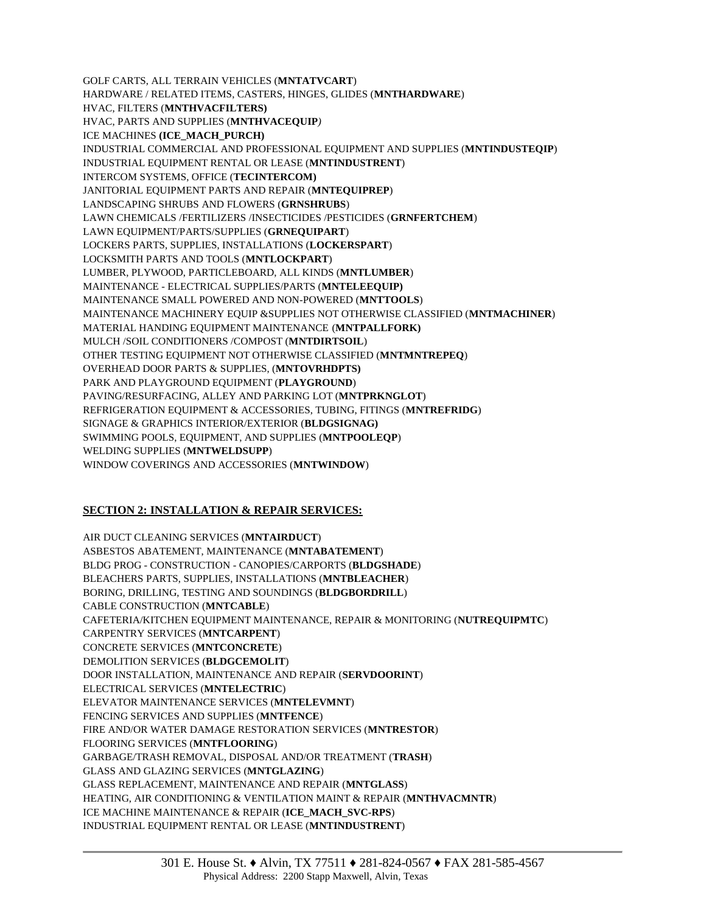GOLF CARTS, ALL TERRAIN VEHICLES (**MNTATVCART**)
HARDWARE / RELATED ITEMS, CASTERS, HINGES, GLIDES (**MNTHARDWARE**)
HVAC, FILTERS (**MNTHVACFILTERS)**
HVAC, PARTS AND SUPPLIES (**MNTHVACEQUIP**)
ICE MACHINES **(ICE_MACH_PURCH)**
INDUSTRIAL COMMERCIAL AND PROFESSIONAL EQUIPMENT AND SUPPLIES (**MNTINDUSTEQIP**)
INDUSTRIAL EQUIPMENT RENTAL OR LEASE (**MNTINDUSTRENT**)
INTERCOM SYSTEMS, OFFICE (**TECINTERCOM)**
JANITORIAL EQUIPMENT PARTS AND REPAIR (**MNTEQUIPREP**)
LANDSCAPING SHRUBS AND FLOWERS (**GRNSHRUBS**)
LAWN CHEMICALS /FERTILIZERS /INSECTICIDES /PESTICIDES (**GRNFERTCHEM**)
LAWN EQUIPMENT/PARTS/SUPPLIES (**GRNEQUIPART**)
LOCKERS PARTS, SUPPLIES, INSTALLATIONS (**LOCKERSPART**)
LOCKSMITH PARTS AND TOOLS (**MNTLOCKPART**)
LUMBER, PLYWOOD, PARTICLEBOARD, ALL KINDS (**MNTLUMBER**)
MAINTENANCE - ELECTRICAL SUPPLIES/PARTS (**MNTELEEQUIP)**
MAINTENANCE SMALL POWERED AND NON-POWERED (**MNTTOOLS**)
MAINTENANCE MACHINERY EQUIP &SUPPLIES NOT OTHERWISE CLASSIFIED (**MNTMACHINER**)
MATERIAL HANDING EQUIPMENT MAINTENANCE (**MNTPALLFORK)**
MULCH /SOIL CONDITIONERS /COMPOST (**MNTDIRTSOIL**)
OTHER TESTING EQUIPMENT NOT OTHERWISE CLASSIFIED (**MNTMNTREPEQ**)
OVERHEAD DOOR PARTS & SUPPLIES, (**MNTOVRHDPTS)**
PARK AND PLAYGROUND EQUIPMENT (**PLAYGROUND**)
PAVING/RESURFACING, ALLEY AND PARKING LOT (**MNTPRKNGLOT**)
REFRIGERATION EQUIPMENT & ACCESSORIES, TUBING, FITTINGS (**MNTREFRIDG**)
SIGNAGE & GRAPHICS INTERIOR/EXTERIOR (**BLDGSIGNAG)**
SWIMMING POOLS, EQUIPMENT, AND SUPPLIES (**MNTPOOLEQP**)
WELDING SUPPLIES (**MNTWELDSUPP**)
WINDOW COVERINGS AND ACCESSORIES (**MNTWINDOW**)

## SECTION 2: INSTALLATION & REPAIR SERVICES:

AIR DUCT CLEANING SERVICES (**MNTAIRDUCT**)
ASBESTOS ABATEMENT, MAINTENANCE (**MNTABATEMENT**)
BLDG PROG - CONSTRUCTION - CANOPIES/CARPORTS (**BLDGSHADE**)
BLEACHERS PARTS, SUPPLIES, INSTALLATIONS (**MNTBLEACHER**)
BORING, DRILLING, TESTING AND SOUNDINGS (**BLDGBORDRILL**)
CABLE CONSTRUCTION (**MNTCABLE**)
CAFETERIA/KITCHEN EQUIPMENT MAINTENANCE, REPAIR & MONITORING (**NUTREQUIPMTC**)
CARPENTRY SERVICES (**MNTCARPENT**)
CONCRETE SERVICES (**MNTCONCRETE**)
DEMOLITION SERVICES (**BLDGCEMOLIT**)
DOOR INSTALLATION, MAINTENANCE AND REPAIR (**SERVDOORINT**)
ELECTRICAL SERVICES (**MNTELECTRIC**)
ELEVATOR MAINTENANCE SERVICES (**MNTELEVMNT**)
FENCING SERVICES AND SUPPLIES (**MNTFENCE**)
FIRE AND/OR WATER DAMAGE RESTORATION SERVICES (**MNTRESTOR**)
FLOORING SERVICES (**MNTFLOORING**)
GARBAGE/TRASH REMOVAL, DISPOSAL AND/OR TREATMENT (**TRASH**)
GLASS AND GLAZING SERVICES (**MNTGLAZING**)
GLASS REPLACEMENT, MAINTENANCE AND REPAIR (**MNTGLASS**)
HEATING, AIR CONDITIONING & VENTILATION MAINT & REPAIR (**MNTHVACMNTR**)
ICE MACHINE MAINTENANCE & REPAIR (**ICE_MACH_SVC-RPS**)
INDUSTRIAL EQUIPMENT RENTAL OR LEASE (**MNTINDUSTRENT**)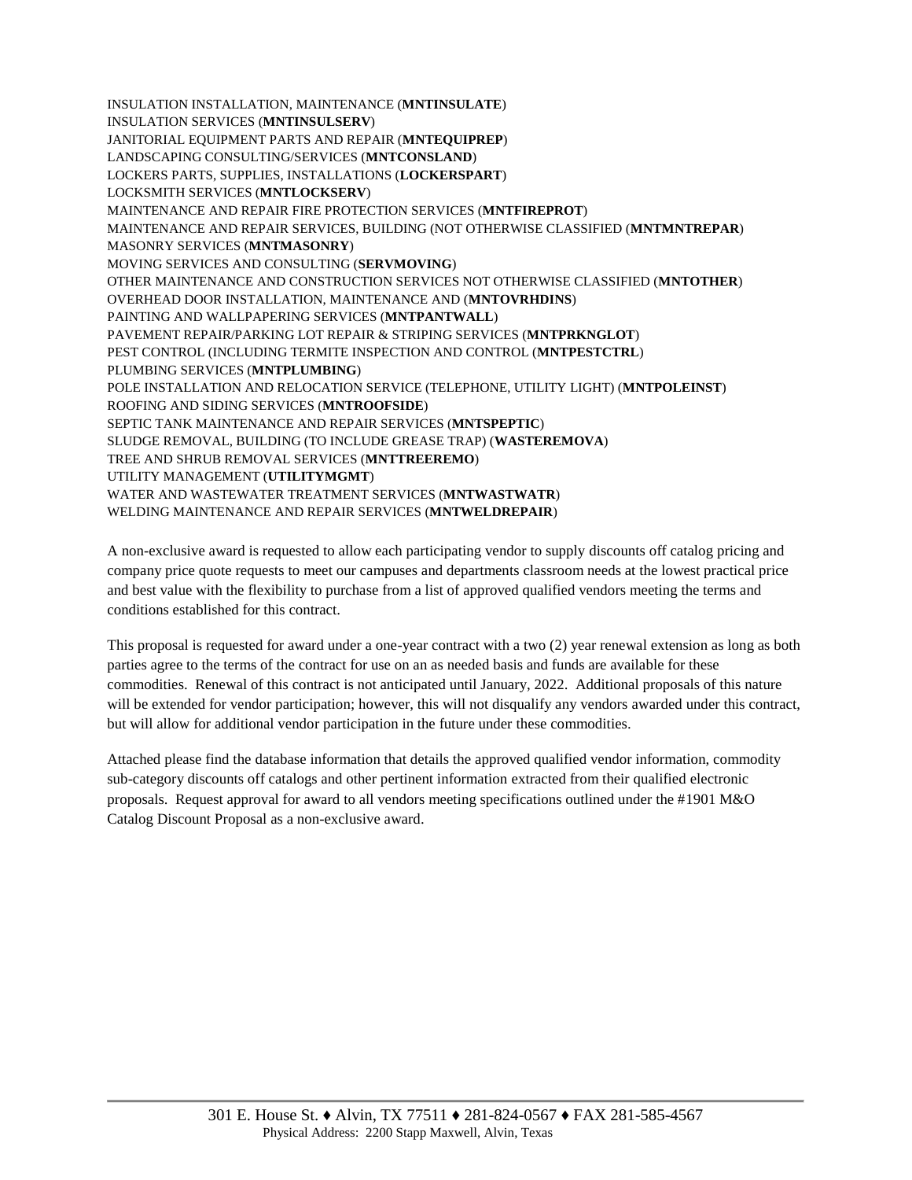INSULATION INSTALLATION, MAINTENANCE (**MNTINSULATE**)
INSULATION SERVICES (**MNTINSULSERV**)
JANITORIAL EQUIPMENT PARTS AND REPAIR (**MNTEQUIPREP**)
LANDSCAPING CONSULTING/SERVICES (**MNTCONSLAND**)
LOCKERS PARTS, SUPPLIES, INSTALLATIONS (**LOCKERSPART**)
LOCKSMITH SERVICES (**MNTLOCKSERV**)
MAINTENANCE AND REPAIR FIRE PROTECTION SERVICES (**MNTFIREPROT**)
MAINTENANCE AND REPAIR SERVICES, BUILDING (NOT OTHERWISE CLASSIFIED (**MNTMNTREPAR**)
MASONRY SERVICES (**MNTMASONRY**)
MOVING SERVICES AND CONSULTING (**SERVMOVING**)
OTHER MAINTENANCE AND CONSTRUCTION SERVICES NOT OTHERWISE CLASSIFIED (**MNTOTHER**)
OVERHEAD DOOR INSTALLATION, MAINTENANCE AND (**MNTOVRHDINS**)
PAINTING AND WALLPAPERING SERVICES (**MNTPANTWALL**)
PAVEMENT REPAIR/PARKING LOT REPAIR & STRIPING SERVICES (**MNTPRKNGLOT**)
PEST CONTROL (INCLUDING TERMITE INSPECTION AND CONTROL (**MNTPESTCTRL**)
PLUMBING SERVICES (**MNTPLUMBING**)
POLE INSTALLATION AND RELOCATION SERVICE (TELEPHONE, UTILITY LIGHT) (**MNTPOLEINST**)
ROOFING AND SIDING SERVICES (**MNTROOFSIDE**)
SEPTIC TANK MAINTENANCE AND REPAIR SERVICES (**MNTSPEPTIC**)
SLUDGE REMOVAL, BUILDING (TO INCLUDE GREASE TRAP) (**WASTEREMOVA**)
TREE AND SHRUB REMOVAL SERVICES (**MNTTREEREMO**)
UTILITY MANAGEMENT (**UTILITYMGMT**)
WATER AND WASTEWATER TREATMENT SERVICES (**MNTWASTWATR**)
WELDING MAINTENANCE AND REPAIR SERVICES (**MNTWELDREPAIR**)

A non-exclusive award is requested to allow each participating vendor to supply discounts off catalog pricing and company price quote requests to meet our campuses and departments classroom needs at the lowest practical price and best value with the flexibility to purchase from a list of approved qualified vendors meeting the terms and conditions established for this contract.

This proposal is requested for award under a one-year contract with a two (2) year renewal extension as long as both parties agree to the terms of the contract for use on an as needed basis and funds are available for these commodities. Renewal of this contract is not anticipated until January, 2022. Additional proposals of this nature will be extended for vendor participation; however, this will not disqualify any vendors awarded under this contract, but will allow for additional vendor participation in the future under these commodities.

Attached please find the database information that details the approved qualified vendor information, commodity sub-category discounts off catalogs and other pertinent information extracted from their qualified electronic proposals. Request approval for award to all vendors meeting specifications outlined under the #1901 M&O Catalog Discount Proposal as a non-exclusive award.

301 E. House St. ♦ Alvin, TX 77511 ♦ 281-824-0567 ♦ FAX 281-585-4567
Physical Address: 2200 Stapp Maxwell, Alvin, Texas